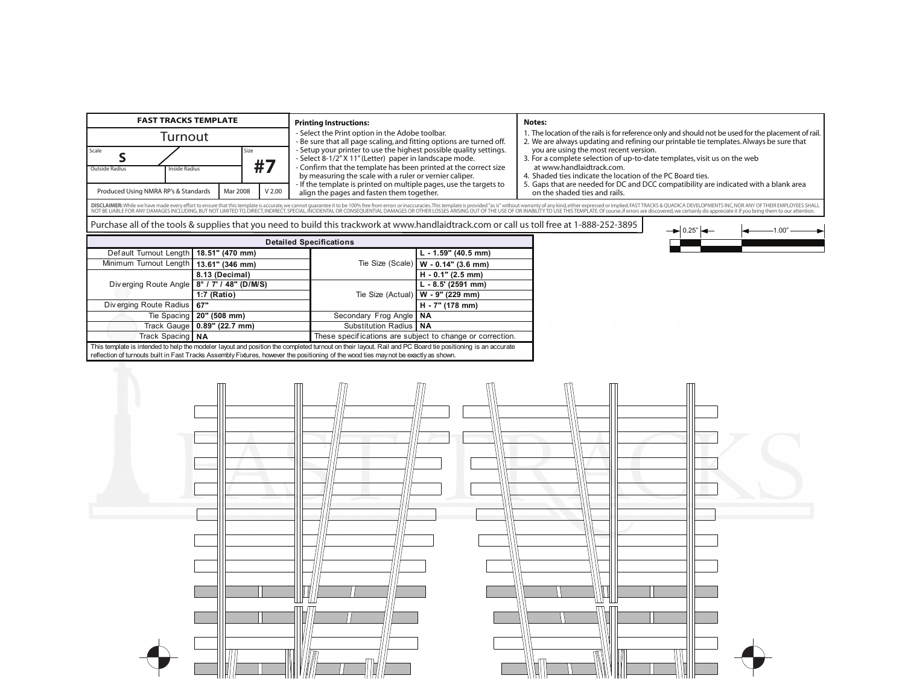| FAST TRACKS TEMPLATE | | | |
|---|---|---|---|
| Turnout | | | |
| Scale **S** | | Size **#7** | |
| Outside Radius | Inside Radius | | |
| Produced Using NMRA RP's & Standards | | Mar 2008 | V 2.00 |

**Printing Instructions:**

- Select the Print option in the Adobe toolbar.
- Be sure that all page scaling, and fitting options are turned off.
- Setup your printer to use the highest possible quality settings.
- Select 8-1/2" X 11" (Letter) paper in landscape mode.
- Confirm that the template has been printed at the correct size by measuring the scale with a ruler or vernier caliper.
- If the template is printed on multiple pages, use the targets to align the pages and fasten them together.

**Notes:**

1. The location of the rails is for reference only and should not be used for the placement of rail.
2. We are always updating and refining our printable tie templates. Always be sure that you are using the most recent version.
3. For a complete selection of up-to-date templates, visit us on the web at www.handlaidtrack.com.
4. Shaded ties indicate the location of the PC Board ties.
5. Gaps that are needed for DC and DCC compatibility are indicated with a blank area on the shaded ties and rails.

**DISCLAIMER:** While we have made every effort to ensure that this template is accurate, we cannot guarantee it to be 100% free from errors or inaccuracies. This template is provided "as is" without warranty of any kind, either expressed or implied. FAST TRACKS & QUADICA DEVELOPMENTS INC, NOR ANY OF THEIR EMPLOYEES SHALL NOT BE LIABLE FOR ANY DAMAGES INCLUDING, BUT NOT LIMITED TO, DIRECT, INDIRECT, SPECIAL, INCIDENTAL OR CONSEQUENTIAL DAMAGES OR OTHER LOSSES ARISING OUT OF THE USE OF OR INABILITY TO USE THIS TEMPLATE. Of course, if errors are discovered, we certainly do appreciate it if you bring them to our attention.

Purchase all of the tools & supplies that you need to build this trackwork at www.handlaidtrack.com or call us toll free at 1-888-252-3895

0.25"

1.00"

| Detailed Specifications | | | |
|---|---|---|---|
| Default Turnout Length | 18.51" (470 mm) | Tie Size (Scale) | L - 1.59" (40.5 mm) |
| Minimum Turnout Length | 13.61" (346 mm) | | W - 0.14" (3.6 mm) |
| Diverging Route Angle | 8.13 (Decimal) | | H - 0.1" (2.5 mm) |
| | 8° / 7' / 48" (D/M/S) | Tie Size (Actual) | L - 8.5' (2591 mm) |
| | 1:7 (Ratio) | | W - 9" (229 mm) |
| Diverging Route Radius | 67" | | H - 7" (178 mm) |
| Tie Spacing | 20" (508 mm) | Secondary Frog Angle | NA |
| Track Gauge | 0.89" (22.7 mm) | Substitution Radius | NA |
| Track Spacing | NA | These specifications are subject to change or correction. | |

This template is intended to help the modeler layout and position the completed turnout on their layout. Rail and PC Board tie positioning is an accurate reflection of turnouts built in Fast Tracks Assembly Fixtures, however the positioning of the wood ties may not be exactly as shown.